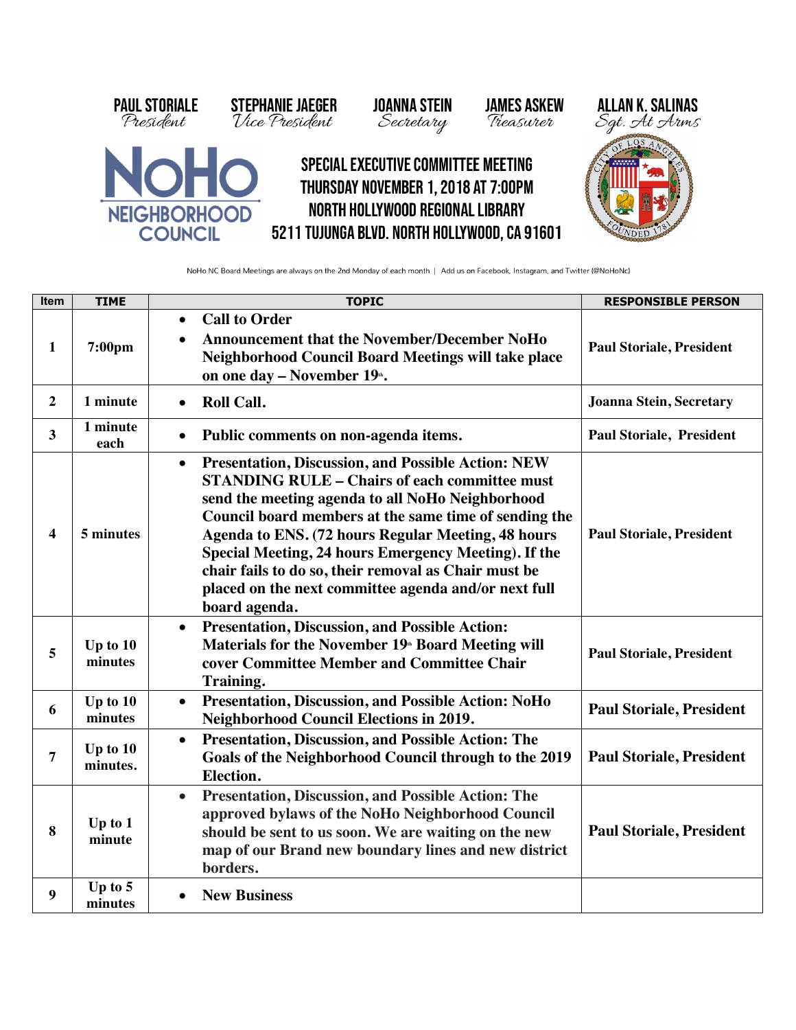**PAUL STORIALE** *President* | **STEPHANIE JAEGER** *Vice President* | **JOANNA STEIN** *Secretary* | **JAMES ASKEW** *Treasurer* | **ALLAN K. SALINAS** *Sgt. At Arms*

NoHo NEIGHBORHOOD COUNCIL

# SPECIAL EXECUTIVE COMMITTEE MEETING
## THURSDAY NOVEMBER 1, 2018 AT 7:00PM
## NORTH HOLLYWOOD REGIONAL LIBRARY
## 5211 TUJUNGA BLVD. NORTH HOLLYWOOD, CA 91601

NoHo NC Board Meetings are always on the 2nd Monday of each month | Add us on Facebook, Instagram, and Twitter (@NoHoNc)

| Item | TIME | TOPIC | RESPONSIBLE PERSON |
|---|---|---|---|
| 1 | 7:00pm | • **Call to Order**<br>• **Announcement that the November/December NoHo Neighborhood Council Board Meetings will take place on one day – November 19th.** | **Paul Storiale, President** |
| 2 | 1 minute | • **Roll Call.** | **Joanna Stein, Secretary** |
| 3 | 1 minute each | • **Public comments on non-agenda items.** | **Paul Storiale, President** |
| 4 | 5 minutes | • **Presentation, Discussion, and Possible Action: NEW STANDING RULE – Chairs of each committee must send the meeting agenda to all NoHo Neighborhood Council board members at the same time of sending the Agenda to ENS. (72 hours Regular Meeting, 48 hours Special Meeting, 24 hours Emergency Meeting). If the chair fails to do so, their removal as Chair must be placed on the next committee agenda and/or next full board agenda.** | **Paul Storiale, President** |
| 5 | Up to 10 minutes | • **Presentation, Discussion, and Possible Action: Materials for the November 19th Board Meeting will cover Committee Member and Committee Chair Training.** | **Paul Storiale, President** |
| 6 | Up to 10 minutes | • **Presentation, Discussion, and Possible Action: NoHo Neighborhood Council Elections in 2019.** | **Paul Storiale, President** |
| 7 | Up to 10 minutes. | • **Presentation, Discussion, and Possible Action: The Goals of the Neighborhood Council through to the 2019 Election.** | **Paul Storiale, President** |
| 8 | Up to 1 minute | • **Presentation, Discussion, and Possible Action: The approved bylaws of the NoHo Neighborhood Council should be sent to us soon. We are waiting on the new map of our Brand new boundary lines and new district borders.** | **Paul Storiale, President** |
| 9 | Up to 5 minutes | • **New Business** | |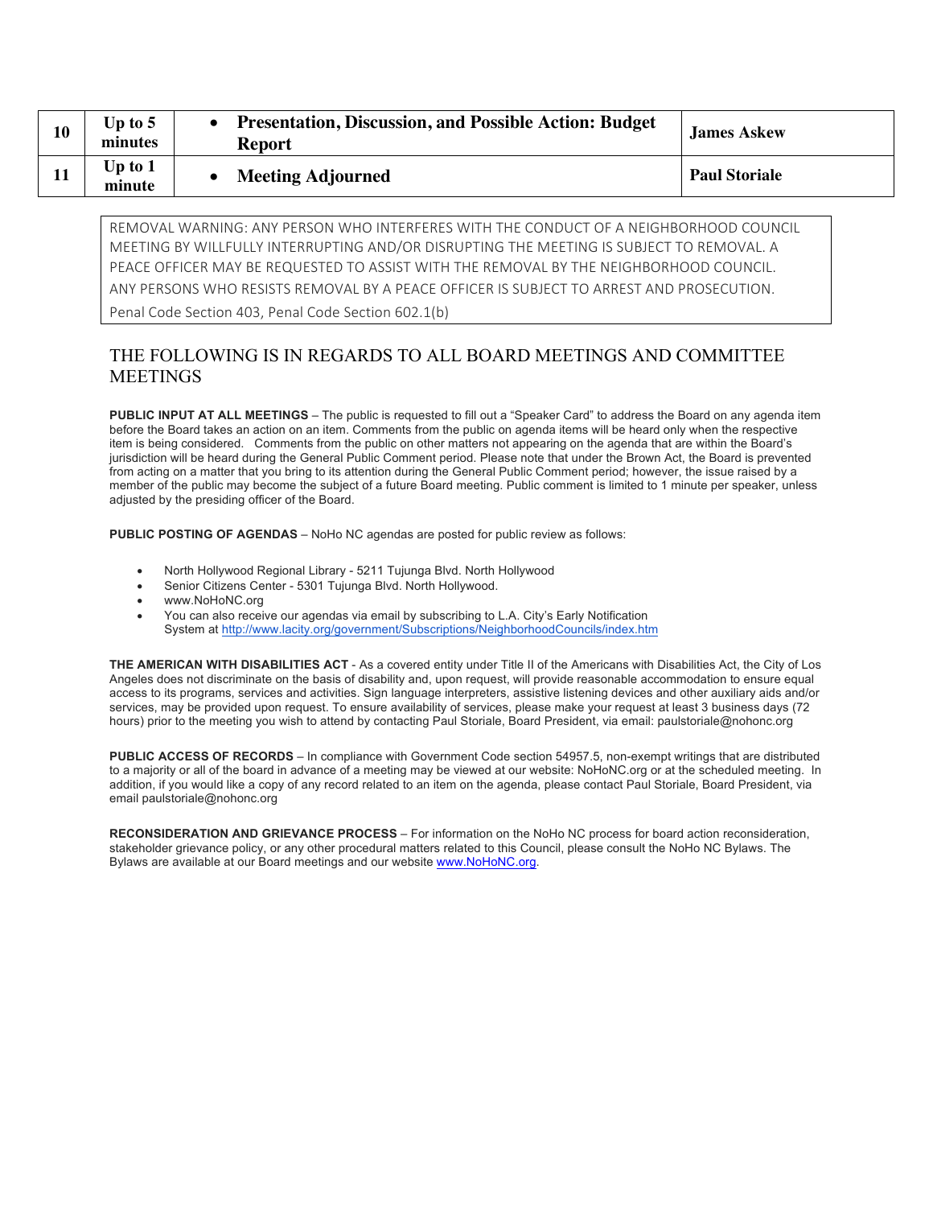| | | | |
|---|---|---|---|
| **10** | **Up to 5 minutes** | • **Presentation, Discussion, and Possible Action: Budget Report** | **James Askew** |
| **11** | **Up to 1 minute** | • **Meeting Adjourned** | **Paul Storiale** |

REMOVAL WARNING: ANY PERSON WHO INTERFERES WITH THE CONDUCT OF A NEIGHBORHOOD COUNCIL MEETING BY WILLFULLY INTERRUPTING AND/OR DISRUPTING THE MEETING IS SUBJECT TO REMOVAL. A PEACE OFFICER MAY BE REQUESTED TO ASSIST WITH THE REMOVAL BY THE NEIGHBORHOOD COUNCIL. ANY PERSONS WHO RESISTS REMOVAL BY A PEACE OFFICER IS SUBJECT TO ARREST AND PROSECUTION. Penal Code Section 403, Penal Code Section 602.1(b)

## THE FOLLOWING IS IN REGARDS TO ALL BOARD MEETINGS AND COMMITTEE MEETINGS

**PUBLIC INPUT AT ALL MEETINGS** – The public is requested to fill out a "Speaker Card" to address the Board on any agenda item before the Board takes an action on an item. Comments from the public on agenda items will be heard only when the respective item is being considered. Comments from the public on other matters not appearing on the agenda that are within the Board's jurisdiction will be heard during the General Public Comment period. Please note that under the Brown Act, the Board is prevented from acting on a matter that you bring to its attention during the General Public Comment period; however, the issue raised by a member of the public may become the subject of a future Board meeting. Public comment is limited to 1 minute per speaker, unless adjusted by the presiding officer of the Board.

**PUBLIC POSTING OF AGENDAS** – NoHo NC agendas are posted for public review as follows:

- North Hollywood Regional Library - 5211 Tujunga Blvd. North Hollywood
- Senior Citizens Center - 5301 Tujunga Blvd. North Hollywood.
- www.NoHoNC.org
- You can also receive our agendas via email by subscribing to L.A. City's Early Notification System at http://www.lacity.org/government/Subscriptions/NeighborhoodCouncils/index.htm

**THE AMERICAN WITH DISABILITIES ACT** - As a covered entity under Title II of the Americans with Disabilities Act, the City of Los Angeles does not discriminate on the basis of disability and, upon request, will provide reasonable accommodation to ensure equal access to its programs, services and activities. Sign language interpreters, assistive listening devices and other auxiliary aids and/or services, may be provided upon request. To ensure availability of services, please make your request at least 3 business days (72 hours) prior to the meeting you wish to attend by contacting Paul Storiale, Board President, via email: paulstoriale@nohonc.org

**PUBLIC ACCESS OF RECORDS** – In compliance with Government Code section 54957.5, non-exempt writings that are distributed to a majority or all of the board in advance of a meeting may be viewed at our website: NoHoNC.org or at the scheduled meeting. In addition, if you would like a copy of any record related to an item on the agenda, please contact Paul Storiale, Board President, via email paulstoriale@nohonc.org

**RECONSIDERATION AND GRIEVANCE PROCESS** – For information on the NoHo NC process for board action reconsideration, stakeholder grievance policy, or any other procedural matters related to this Council, please consult the NoHo NC Bylaws. The Bylaws are available at our Board meetings and our website www.NoHoNC.org.